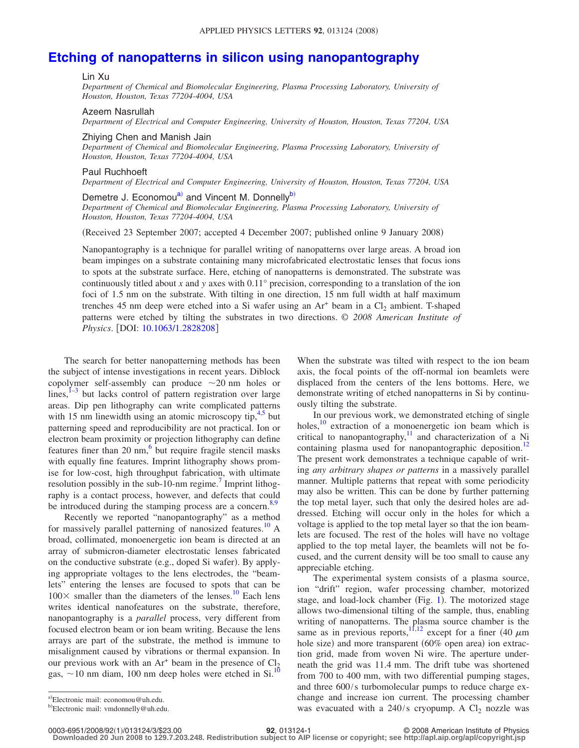# Etching of nanopatterns in silicon using nanopantography

Lin Xu

*Department of Chemical and Biomolecular Engineering, Plasma Processing Laboratory, University of Houston, Houston, Texas 77204-4004, USA*

Azeem Nasrullah

*Department of Electrical and Computer Engineering, University of Houston, Houston, Texas 77204, USA*

Zhiying Chen and Manish Jain

*Department of Chemical and Biomolecular Engineering, Plasma Processing Laboratory, University of Houston, Houston, Texas 77204-4004, USA*

Paul Ruchhoeft

*Department of Electrical and Computer Engineering, University of Houston, Houston, Texas 77204, USA*

Demetre J. Economou[a] and Vincent M. Donnelly[b]

*Department of Chemical and Biomolecular Engineering, Plasma Processing Laboratory, University of Houston, Houston, Texas 77204-4004, USA*

(Received 23 September 2007; accepted 4 December 2007; published online 9 January 2008)

Nanopantography is a technique for parallel writing of nanopatterns over large areas. A broad ion beam impinges on a substrate containing many microfabricated electrostatic lenses that focus ions to spots at the substrate surface. Here, etching of nanopatterns is demonstrated. The substrate was continuously titled about $x$ and $y$ axes with $0.11°$ precision, corresponding to a translation of the ion foci of 1.5 nm on the substrate. With tilting in one direction, 15 nm full width at half maximum trenches 45 nm deep were etched into a Si wafer using an $Ar^+$ beam in a $Cl_2$ ambient. T-shaped patterns were etched by tilting the substrates in two directions. © *2008 American Institute of Physics*. [DOI: 10.1063/1.2828208]

The search for better nanopatterning methods has been the subject of intense investigations in recent years. Diblock copolymer self-assembly can produce ~20 nm holes or lines,[1–3] but lacks control of pattern registration over large areas. Dip pen lithography can write complicated patterns with 15 nm linewidth using an atomic microscopy tip,[4,5] but patterning speed and reproducibility are not practical. Ion or electron beam proximity or projection lithography can define features finer than 20 nm,[6] but require fragile stencil masks with equally fine features. Imprint lithography shows promise for low-cost, high throughput fabrication, with ultimate resolution possibly in the sub-10-nm regime.[7] Imprint lithography is a contact process, however, and defects that could be introduced during the stamping process are a concern.[8,9]

Recently we reported "nanopantography" as a method for massively parallel patterning of nanosized features.[10] A broad, collimated, monoenergetic ion beam is directed at an array of submicron-diameter electrostatic lenses fabricated on the conductive substrate (e.g., doped Si wafer). By applying appropriate voltages to the lens electrodes, the "beamlets" entering the lenses are focused to spots that can be 100× smaller than the diameters of the lenses.[10] Each lens writes identical nanofeatures on the substrate, therefore, nanopantography is a *parallel* process, very different from focused electron beam or ion beam writing. Because the lens arrays are part of the substrate, the method is immune to misalignment caused by vibrations or thermal expansion. In our previous work with an $Ar^+$ beam in the presence of $Cl_2$ gas, ~10 nm diam, 100 nm deep holes were etched in Si.[10] When the substrate was tilted with respect to the ion beam axis, the focal points of the off-normal ion beamlets were displaced from the centers of the lens bottoms. Here, we demonstrate writing of etched nanopatterns in Si by continuously tilting the substrate.

In our previous work, we demonstrated etching of single holes,[10] extraction of a monoenergetic ion beam which is critical to nanopantography,[11] and characterization of a Ni containing plasma used for nanopantographic deposition.[12] The present work demonstrates a technique capable of writing *any arbitrary shapes or patterns* in a massively parallel manner. Multiple patterns that repeat with some periodicity may also be written. This can be done by further patterning the top metal layer, such that only the desired holes are addressed. Etching will occur only in the holes for which a voltage is applied to the top metal layer so that the ion beamlets are focused. The rest of the holes will have no voltage applied to the top metal layer, the beamlets will not be focused, and the current density will be too small to cause any appreciable etching.

The experimental system consists of a plasma source, ion "drift" region, wafer processing chamber, motorized stage, and load-lock chamber (Fig. 1). The motorized stage allows two-dimensional tilting of the sample, thus, enabling writing of nanopatterns. The plasma source chamber is the same as in previous reports,[11,12] except for a finer (40 $\mu$m hole size) and more transparent (60% open area) ion extraction grid, made from woven Ni wire. The aperture underneath the grid was 11.4 mm. The drift tube was shortened from 700 to 400 mm, with two differential pumping stages, and three 600/s turbomolecular pumps to reduce charge exchange and increase ion current. The processing chamber was evacuated with a 240/s cryopump. A $Cl_2$ nozzle was

[a]Electronic mail: economou@uh.edu.

[b]Electronic mail: vmdonnelly@uh.edu.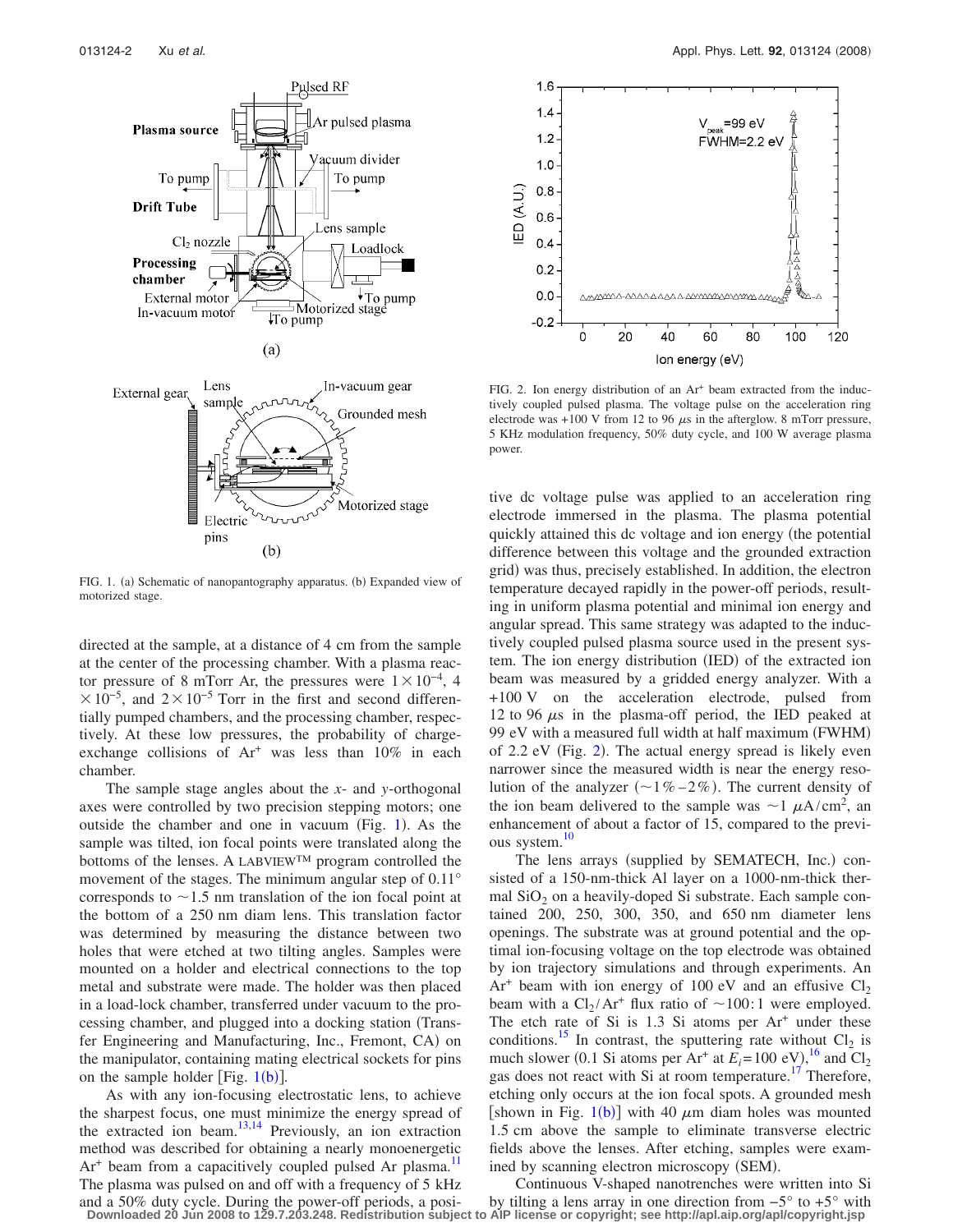FIG. 1. (a) Schematic of nanopantography apparatus. (b) Expanded view of motorized stage.

directed at the sample, at a distance of 4 cm from the sample at the center of the processing chamber. With a plasma reactor pressure of 8 mTorr Ar, the pressures were $1 \times 10^{-4}$, $4 \times 10^{-5}$, and $2 \times 10^{-5}$ Torr in the first and second differentially pumped chambers, and the processing chamber, respectively. At these low pressures, the probability of charge-exchange collisions of $Ar^+$ was less than 10% in each chamber.

The sample stage angles about the *x*- and *y*-orthogonal axes were controlled by two precision stepping motors; one outside the chamber and one in vacuum (Fig. 1). As the sample was tilted, ion focal points were translated along the bottoms of the lenses. A LABVIEW™ program controlled the movement of the stages. The minimum angular step of 0.11° corresponds to ~1.5 nm translation of the ion focal point at the bottom of a 250 nm diam lens. This translation factor was determined by measuring the distance between two holes that were etched at two tilting angles. Samples were mounted on a holder and electrical connections to the top metal and substrate were made. The holder was then placed in a load-lock chamber, transferred under vacuum to the processing chamber, and plugged into a docking station (Transfer Engineering and Manufacturing, Inc., Fremont, CA) on the manipulator, containing mating electrical sockets for pins on the sample holder [Fig. 1(b)].

As with any ion-focusing electrostatic lens, to achieve the sharpest focus, one must minimize the energy spread of the extracted ion beam.[13,14] Previously, an ion extraction method was described for obtaining a nearly monoenergetic $Ar^+$ beam from a capacitively coupled pulsed Ar plasma.[11] The plasma was pulsed on and off with a frequency of 5 kHz and a 50% duty cycle. During the power-off periods, a positive dc voltage pulse was applied to an acceleration ring electrode immersed in the plasma. The plasma potential quickly attained this dc voltage and ion energy (the potential difference between this voltage and the grounded extraction grid) was thus, precisely established. In addition, the electron temperature decayed rapidly in the power-off periods, resulting in uniform plasma potential and minimal ion energy and angular spread. This same strategy was adapted to the inductively coupled pulsed plasma source used in the present system. The ion energy distribution (IED) of the extracted ion beam was measured by a gridded energy analyzer. With a +100 V on the acceleration electrode, pulsed from 12 to 96 $\mu$s in the plasma-off period, the IED peaked at 99 eV with a measured full width at half maximum (FWHM) of 2.2 eV (Fig. 2). The actual energy spread is likely even narrower since the measured width is near the energy resolution of the analyzer (~1%–2%). The current density of the ion beam delivered to the sample was ~1 $\mu A/cm^2$, an enhancement of about a factor of 15, compared to the previous system.[10]

FIG. 2. Ion energy distribution of an $Ar^+$ beam extracted from the inductively coupled pulsed plasma. The voltage pulse on the acceleration ring electrode was +100 V from 12 to 96 $\mu$s in the afterglow. 8 mTorr pressure, 5 KHz modulation frequency, 50% duty cycle, and 100 W average plasma power.

The lens arrays (supplied by SEMATECH, Inc.) consisted of a 150-nm-thick Al layer on a 1000-nm-thick thermal $SiO_2$ on a heavily-doped Si substrate. Each sample contained 200, 250, 300, 350, and 650 nm diameter lens openings. The substrate was at ground potential and the optimal ion-focusing voltage on the top electrode was obtained by ion trajectory simulations and through experiments. An $Ar^+$ beam with ion energy of 100 eV and an effusive $Cl_2$ beam with a $Cl_2/Ar^+$ flux ratio of ~100:1 were employed. The etch rate of Si is 1.3 Si atoms per $Ar^+$ under these conditions.[15] In contrast, the sputtering rate without $Cl_2$ is much slower (0.1 Si atoms per $Ar^+$ at $E_i = 100$ eV),[16] and $Cl_2$ gas does not react with Si at room temperature.[17] Therefore, etching only occurs at the ion focal spots. A grounded mesh [shown in Fig. 1(b)] with 40 $\mu$m diam holes was mounted 1.5 cm above the sample to eliminate transverse electric fields above the lenses. After etching, samples were examined by scanning electron microscopy (SEM).

Continuous V-shaped nanotrenches were written into Si by tilting a lens array in one direction from −5° to +5° with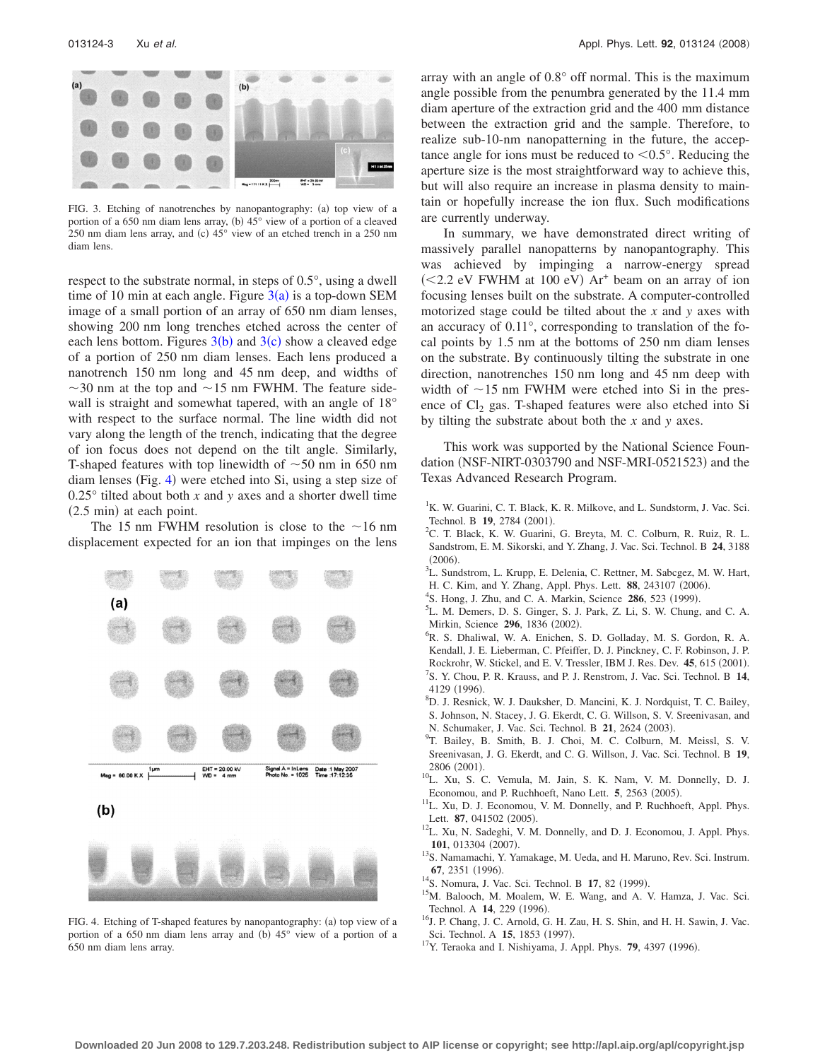FIG. 3. Etching of nanotrenches by nanopantography: (a) top view of a portion of a 650 nm diam lens array, (b) 45° view of a portion of a cleaved 250 nm diam lens array, and (c) 45° view of an etched trench in a 250 nm diam lens.

respect to the substrate normal, in steps of 0.5°, using a dwell time of 10 min at each angle. Figure 3(a) is a top-down SEM image of a small portion of an array of 650 nm diam lenses, showing 200 nm long trenches etched across the center of each lens bottom. Figures 3(b) and 3(c) show a cleaved edge of a portion of 250 nm diam lenses. Each lens produced a nanotrench 150 nm long and 45 nm deep, and widths of ~30 nm at the top and ~15 nm FWHM. The feature sidewall is straight and somewhat tapered, with an angle of 18° with respect to the surface normal. The line width did not vary along the length of the trench, indicating that the degree of ion focus does not depend on the tilt angle. Similarly, T-shaped features with top linewidth of ~50 nm in 650 nm diam lenses (Fig. 4) were etched into Si, using a step size of 0.25° tilted about both $x$ and $y$ axes and a shorter dwell time (2.5 min) at each point.

The 15 nm FWHM resolution is close to the ~16 nm displacement expected for an ion that impinges on the lens array with an angle of 0.8° off normal. This is the maximum angle possible from the penumbra generated by the 11.4 mm diam aperture of the extraction grid and the 400 mm distance between the extraction grid and the sample. Therefore, to realize sub-10-nm nanopatterning in the future, the acceptance angle for ions must be reduced to <0.5°. Reducing the aperture size is the most straightforward way to achieve this, but will also require an increase in plasma density to maintain or hopefully increase the ion flux. Such modifications are currently underway.

In summary, we have demonstrated direct writing of massively parallel nanopatterns by nanopantography. This was achieved by impinging a narrow-energy spread (<2.2 eV FWHM at 100 eV) $Ar^+$ beam on an array of ion focusing lenses built on the substrate. A computer-controlled motorized stage could be tilted about the $x$ and $y$ axes with an accuracy of 0.11°, corresponding to translation of the focal points by 1.5 nm at the bottoms of 250 nm diam lenses on the substrate. By continuously tilting the substrate in one direction, nanotrenches 150 nm long and 45 nm deep with width of ~15 nm FWHM were etched into Si in the presence of $Cl_2$ gas. T-shaped features were also etched into Si by tilting the substrate about both the $x$ and $y$ axes.

This work was supported by the National Science Foundation (NSF-NIRT-0303790 and NSF-MRI-0521523) and the Texas Advanced Research Program.

FIG. 4. Etching of T-shaped features by nanopantography: (a) top view of a portion of a 650 nm diam lens array and (b) 45° view of a portion of a 650 nm diam lens array.

[1]K. W. Guarini, C. T. Black, K. R. Milkove, and L. Sundstorm, J. Vac. Sci. Technol. B **19**, 2784 (2001).
[2]C. T. Black, K. W. Guarini, G. Breyta, M. C. Colburn, R. Ruiz, R. L. Sandstrom, E. M. Sikorski, and Y. Zhang, J. Vac. Sci. Technol. B **24**, 3188 (2006).
[3]L. Sundstrom, L. Krupp, E. Delenia, C. Rettner, M. Sabcgez, M. W. Hart, H. C. Kim, and Y. Zhang, Appl. Phys. Lett. **88**, 243107 (2006).
[4]S. Hong, J. Zhu, and C. A. Markin, Science **286**, 523 (1999).
[5]L. M. Demers, D. S. Ginger, S. J. Park, Z. Li, S. W. Chung, and C. A. Mirkin, Science **296**, 1836 (2002).
[6]R. S. Dhaliwal, W. A. Enichen, S. D. Golladay, M. S. Gordon, R. A. Kendall, J. E. Lieberman, C. Pfeiffer, D. J. Pinckney, C. F. Robinson, J. P. Rockrohr, W. Stickel, and E. V. Tressler, IBM J. Res. Dev. **45**, 615 (2001).
[7]S. Y. Chou, P. R. Krauss, and P. J. Renstrom, J. Vac. Sci. Technol. B **14**, 4129 (1996).
[8]D. J. Resnick, W. J. Dauksher, D. Mancini, K. J. Nordquist, T. C. Bailey, S. Johnson, N. Stacey, J. G. Ekerdt, C. G. Willson, S. V. Sreenivasan, and N. Schumaker, J. Vac. Sci. Technol. B **21**, 2624 (2003).
[9]T. Bailey, B. Smith, B. J. Choi, M. C. Colburn, M. Meissl, S. V. Sreenivasan, J. G. Ekerdt, and C. G. Willson, J. Vac. Sci. Technol. B **19**, 2806 (2001).
[10]L. Xu, S. C. Vemula, M. Jain, S. K. Nam, V. M. Donnelly, D. J. Economou, and P. Ruchhoeft, Nano Lett. **5**, 2563 (2005).
[11]L. Xu, D. J. Economou, V. M. Donnelly, and P. Ruchhoeft, Appl. Phys. Lett. **87**, 041502 (2005).
[12]L. Xu, N. Sadeghi, V. M. Donnelly, and D. J. Economou, J. Appl. Phys. **101**, 013304 (2007).
[13]S. Namamachi, Y. Yamakage, M. Ueda, and H. Maruno, Rev. Sci. Instrum. **67**, 2351 (1996).
[14]S. Nomura, J. Vac. Sci. Technol. B **17**, 82 (1999).
[15]M. Balooch, M. Moalem, W. E. Wang, and A. V. Hamza, J. Vac. Sci. Technol. A **14**, 229 (1996).
[16]J. P. Chang, J. C. Arnold, G. H. Zau, H. S. Shin, and H. H. Sawin, J. Vac. Sci. Technol. A **15**, 1853 (1997).
[17]Y. Teraoka and I. Nishiyama, J. Appl. Phys. **79**, 4397 (1996).